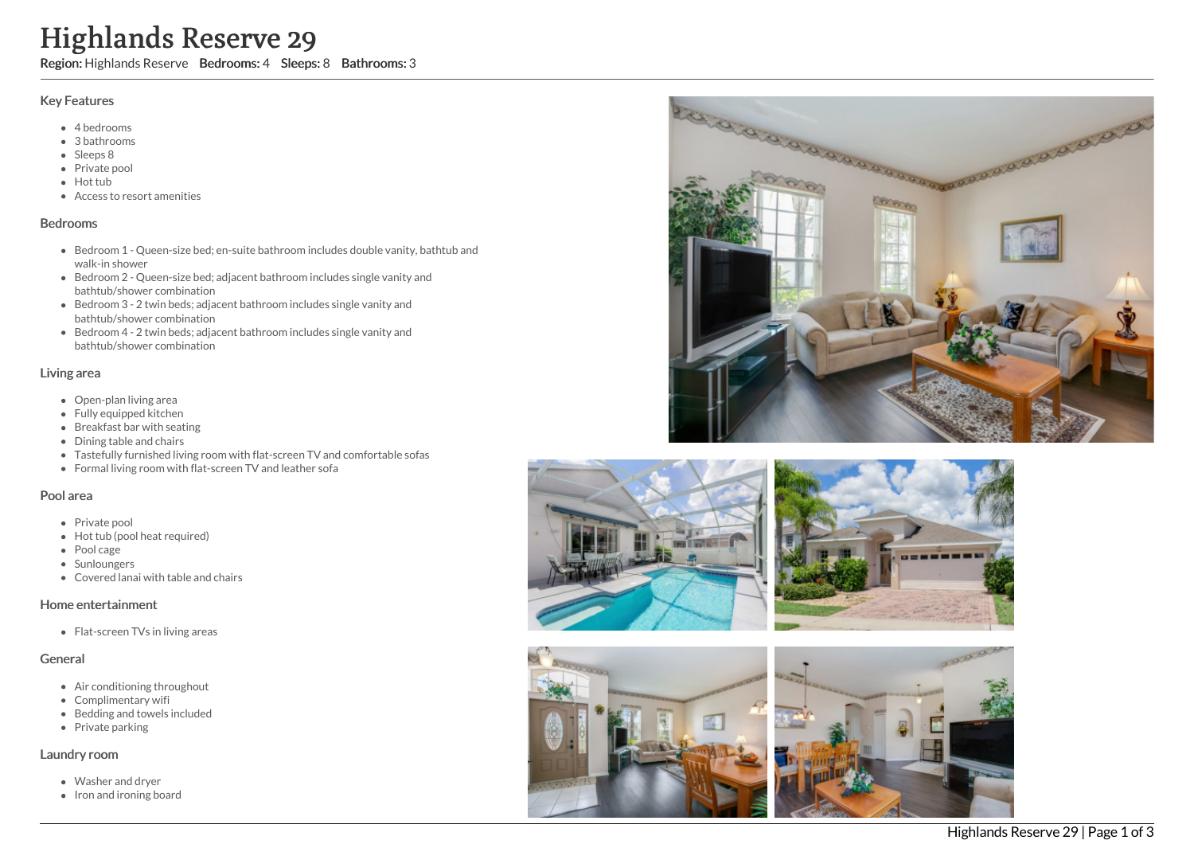# Highlands Reserve 29

**Region:** Highlands Reserve **Bedrooms:** 4 **Sleeps:** 8 **Bathrooms:** 3

## Key Features

- 4 bedrooms
- 3 bathrooms
- Sleeps 8
- Private pool
- Hot tub
- Access to resort amenities

## Bedrooms

- Bedroom 1 - Queen-size bed; en-suite bathroom includes double vanity, bathtub and walk-in shower
- Bedroom 2 - Queen-size bed; adjacent bathroom includes single vanity and bathtub/shower combination
- Bedroom 3 - 2 twin beds; adjacent bathroom includes single vanity and bathtub/shower combination
- Bedroom 4 - 2 twin beds; adjacent bathroom includes single vanity and bathtub/shower combination

## Living area

- Open-plan living area
- Fully equipped kitchen
- Breakfast bar with seating
- Dining table and chairs
- Tastefully furnished living room with flat-screen TV and comfortable sofas
- Formal living room with flat-screen TV and leather sofa

## Pool area

- Private pool
- Hot tub (pool heat required)
- Pool cage
- Sunloungers
- Covered lanai with table and chairs

## Home entertainment

- Flat-screen TVs in living areas

## General

- Air conditioning throughout
- Complimentary wifi
- Bedding and towels included
- Private parking

## Laundry room

- Washer and dryer
- Iron and ironing board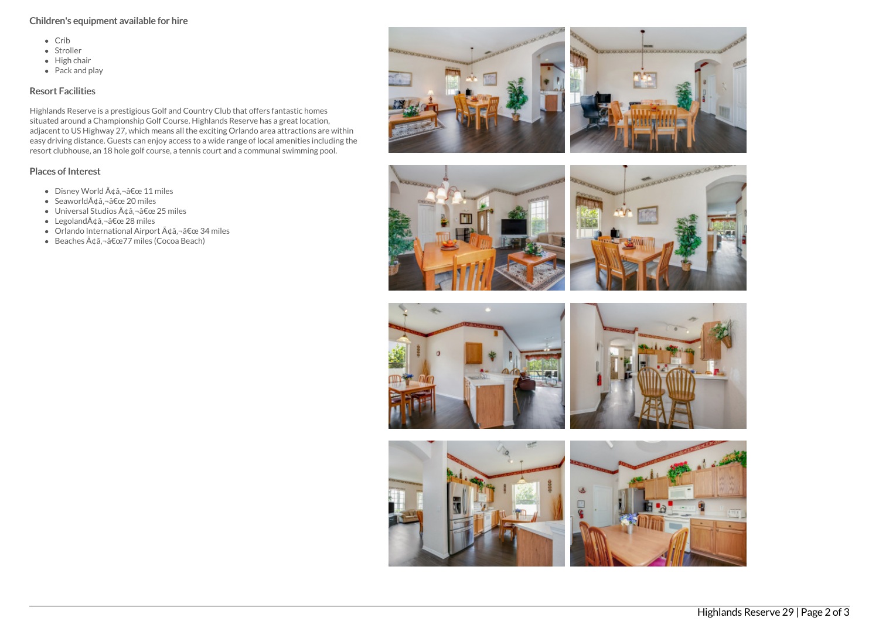## Children's equipment available for hire

- Crib
- Stroller
- High chair
- Pack and play

## Resort Facilities

Highlands Reserve is a prestigious Golf and Country Club that offers fantastic homes situated around a Championship Golf Course. Highlands Reserve has a great location, adjacent to US Highway 27, which means all the exciting Orlando area attractions are within easy driving distance. Guests can enjoy access to a wide range of local amenities including the resort clubhouse, an 18 hole golf course, a tennis court and a communal swimming pool.

## Places of Interest

- Disney World Ã¢â‚¬â€œ 11 miles
- SeaworldÃ¢â‚¬â€œ 20 miles
- Universal Studios Ã¢â‚¬â€œ 25 miles
- LegolandÃ¢â‚¬â€œ 28 miles
- Orlando International Airport Ã¢â‚¬â€œ 34 miles
- Beaches Ã¢â‚¬â€œ77 miles (Cocoa Beach)